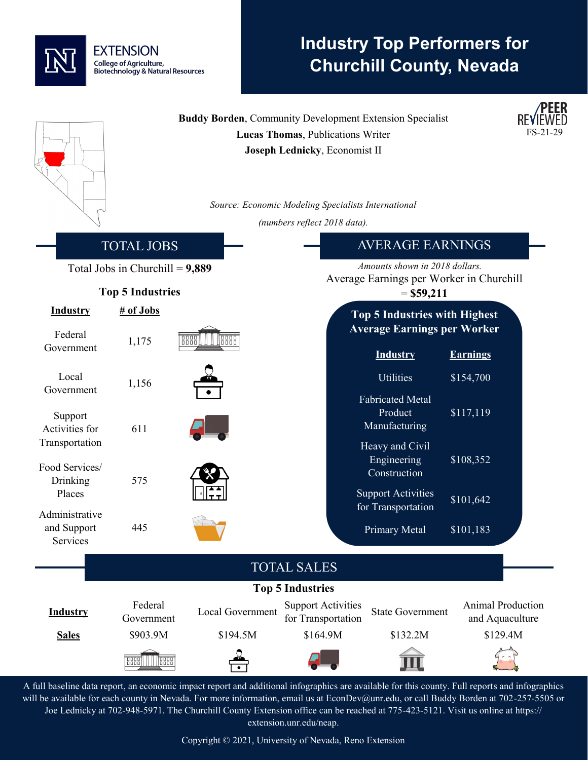EXTENSION
College of Agriculture, Biotechnology & Natural Resources

# Industry Top Performers for Churchill County, Nevada

**Buddy Borden**, Community Development Extension Specialist
**Lucas Thomas**, Publications Writer
**Joseph Lednicky**, Economist II

PEER REVIEWED
FS-21-29

*Source: Economic Modeling Specialists International*
*(numbers reflect 2018 data).*

## TOTAL JOBS

Total Jobs in Churchill = **9,889**

**Top 5 Industries**

| Industry | # of Jobs |
|---|---|
| Federal Government | 1,175 |
| Local Government | 1,156 |
| Support Activities for Transportation | 611 |
| Food Services/ Drinking Places | 575 |
| Administrative and Support Services | 445 |

## AVERAGE EARNINGS

*Amounts shown in 2018 dollars.*

Average Earnings per Worker in Churchill = **$59,211**

**Top 5 Industries with Highest Average Earnings per Worker**

| Industry | Earnings |
|---|---|
| Utilities | $154,700 |
| Fabricated Metal Product Manufacturing | $117,119 |
| Heavy and Civil Engineering Construction | $108,352 |
| Support Activities for Transportation | $101,642 |
| Primary Metal | $101,183 |

## TOTAL SALES

**Top 5 Industries**

| **Industry** | Federal Government | Local Government | Support Activities for Transportation | State Government | Animal Production and Aquaculture |
|---|---|---|---|---|---|
| **Sales** | $903.9M | $194.5M | $164.9M | $132.2M | $129.4M |

A full baseline data report, an economic impact report and additional infographics are available for this county. Full reports and infographics will be available for each county in Nevada. For more information, email us at EconDev@unr.edu, or call Buddy Borden at 702-257-5505 or Joe Lednicky at 702-948-5971. The Churchill County Extension office can be reached at 775-423-5121. Visit us online at https://extension.unr.edu/neap.

Copyright © 2021, University of Nevada, Reno Extension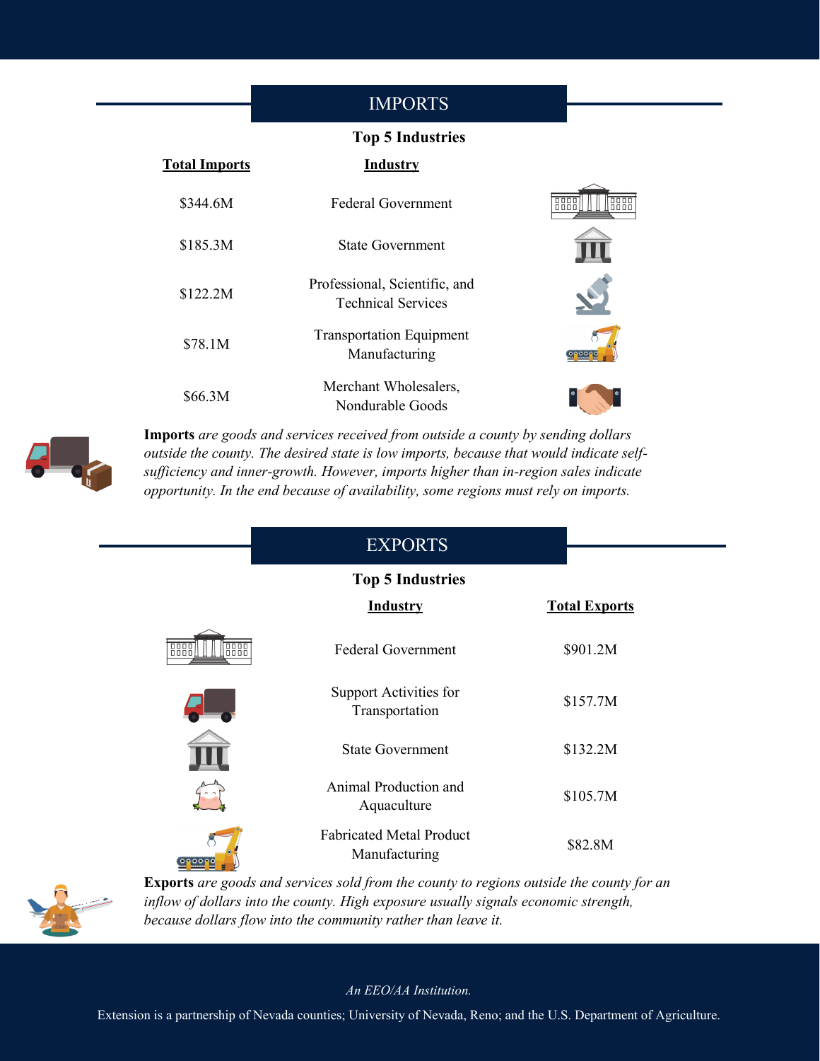## IMPORTS

### Top 5 Industries

| Total Imports | Industry |
|---|---|
| $344.6M | Federal Government |
| $185.3M | State Government |
| $122.2M | Professional, Scientific, and Technical Services |
| $78.1M | Transportation Equipment Manufacturing |
| $66.3M | Merchant Wholesalers, Nondurable Goods |

**Imports** *are goods and services received from outside a county by sending dollars outside the county. The desired state is low imports, because that would indicate self-sufficiency and inner-growth. However, imports higher than in-region sales indicate opportunity. In the end because of availability, some regions must rely on imports.*

## EXPORTS

### Top 5 Industries

| Industry | Total Exports |
|---|---|
| Federal Government | $901.2M |
| Support Activities for Transportation | $157.7M |
| State Government | $132.2M |
| Animal Production and Aquaculture | $105.7M |
| Fabricated Metal Product Manufacturing | $82.8M |

**Exports** *are goods and services sold from the county to regions outside the county for an inflow of dollars into the county. High exposure usually signals economic strength, because dollars flow into the community rather than leave it.*

*An EEO/AA Institution.*

Extension is a partnership of Nevada counties; University of Nevada, Reno; and the U.S. Department of Agriculture.